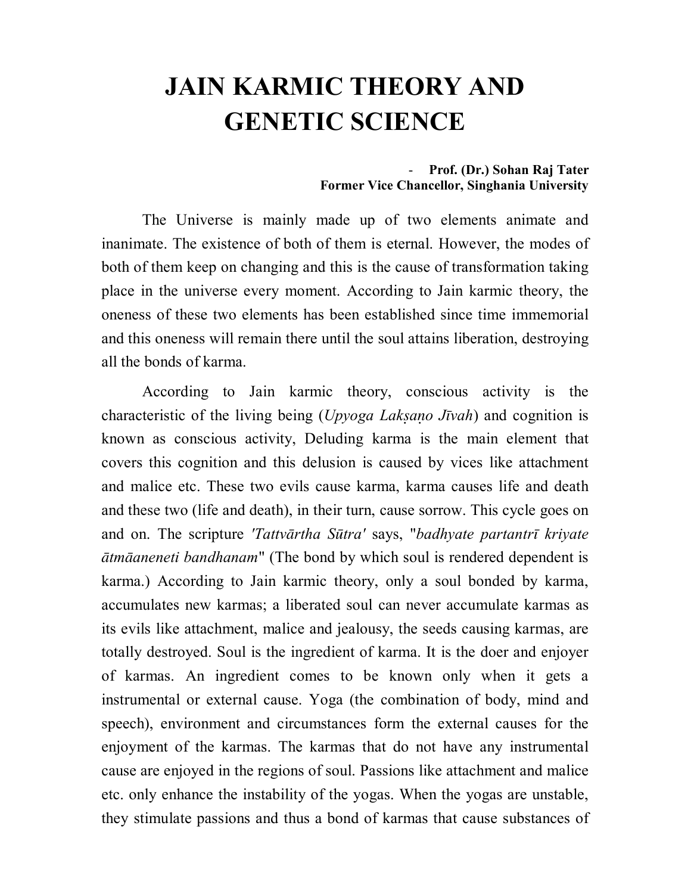# JAIN KARMIC THEORY AND GENETIC SCIENCE

- **Prof. (Dr.) Sohan Raj Tater**
**Former Vice Chancellor, Singhania University**

The Universe is mainly made up of two elements animate and inanimate. The existence of both of them is eternal. However, the modes of both of them keep on changing and this is the cause of transformation taking place in the universe every moment. According to Jain karmic theory, the oneness of these two elements has been established since time immemorial and this oneness will remain there until the soul attains liberation, destroying all the bonds of karma.

According to Jain karmic theory, conscious activity is the characteristic of the living being (*Upyoga Lakṣaṇo Jīvah*) and cognition is known as conscious activity, Deluding karma is the main element that covers this cognition and this delusion is caused by vices like attachment and malice etc. These two evils cause karma, karma causes life and death and these two (life and death), in their turn, cause sorrow. This cycle goes on and on. The scripture *'Tattvārtha Sūtra'* says, "*badhyate partantrī kriyate ātmāaneneti bandhanam*" (The bond by which soul is rendered dependent is karma.) According to Jain karmic theory, only a soul bonded by karma, accumulates new karmas; a liberated soul can never accumulate karmas as its evils like attachment, malice and jealousy, the seeds causing karmas, are totally destroyed. Soul is the ingredient of karma. It is the doer and enjoyer of karmas. An ingredient comes to be known only when it gets a instrumental or external cause. Yoga (the combination of body, mind and speech), environment and circumstances form the external causes for the enjoyment of the karmas. The karmas that do not have any instrumental cause are enjoyed in the regions of soul. Passions like attachment and malice etc. only enhance the instability of the yogas. When the yogas are unstable, they stimulate passions and thus a bond of karmas that cause substances of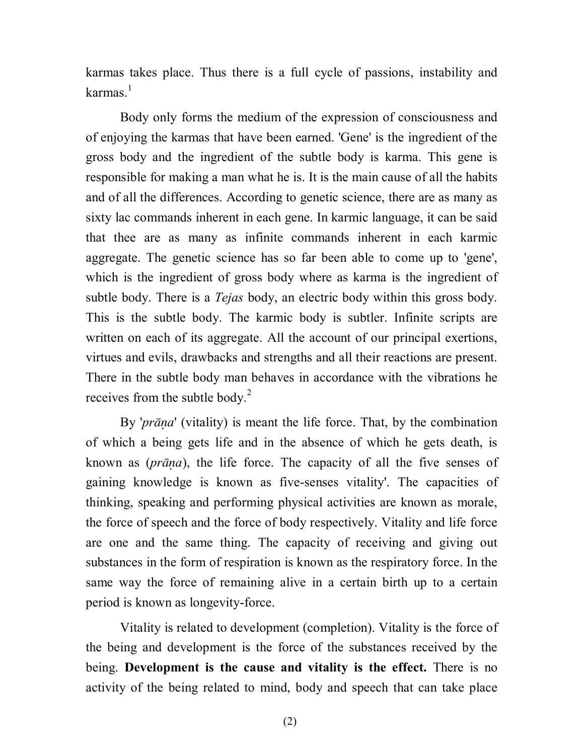karmas takes place. Thus there is a full cycle of passions, instability and karmas.[1]

Body only forms the medium of the expression of consciousness and of enjoying the karmas that have been earned. 'Gene' is the ingredient of the gross body and the ingredient of the subtle body is karma. This gene is responsible for making a man what he is. It is the main cause of all the habits and of all the differences. According to genetic science, there are as many as sixty lac commands inherent in each gene. In karmic language, it can be said that thee are as many as infinite commands inherent in each karmic aggregate. The genetic science has so far been able to come up to 'gene', which is the ingredient of gross body where as karma is the ingredient of subtle body. There is a *Tejas* body, an electric body within this gross body. This is the subtle body. The karmic body is subtler. Infinite scripts are written on each of its aggregate. All the account of our principal exertions, virtues and evils, drawbacks and strengths and all their reactions are present. There in the subtle body man behaves in accordance with the vibrations he receives from the subtle body.[2]

By '*prāṇa*' (vitality) is meant the life force. That, by the combination of which a being gets life and in the absence of which he gets death, is known as (*prāṇa*), the life force. The capacity of all the five senses of gaining knowledge is known as five-senses vitality'. The capacities of thinking, speaking and performing physical activities are known as morale, the force of speech and the force of body respectively. Vitality and life force are one and the same thing. The capacity of receiving and giving out substances in the form of respiration is known as the respiratory force. In the same way the force of remaining alive in a certain birth up to a certain period is known as longevity-force.

Vitality is related to development (completion). Vitality is the force of the being and development is the force of the substances received by the being. **Development is the cause and vitality is the effect.** There is no activity of the being related to mind, body and speech that can take place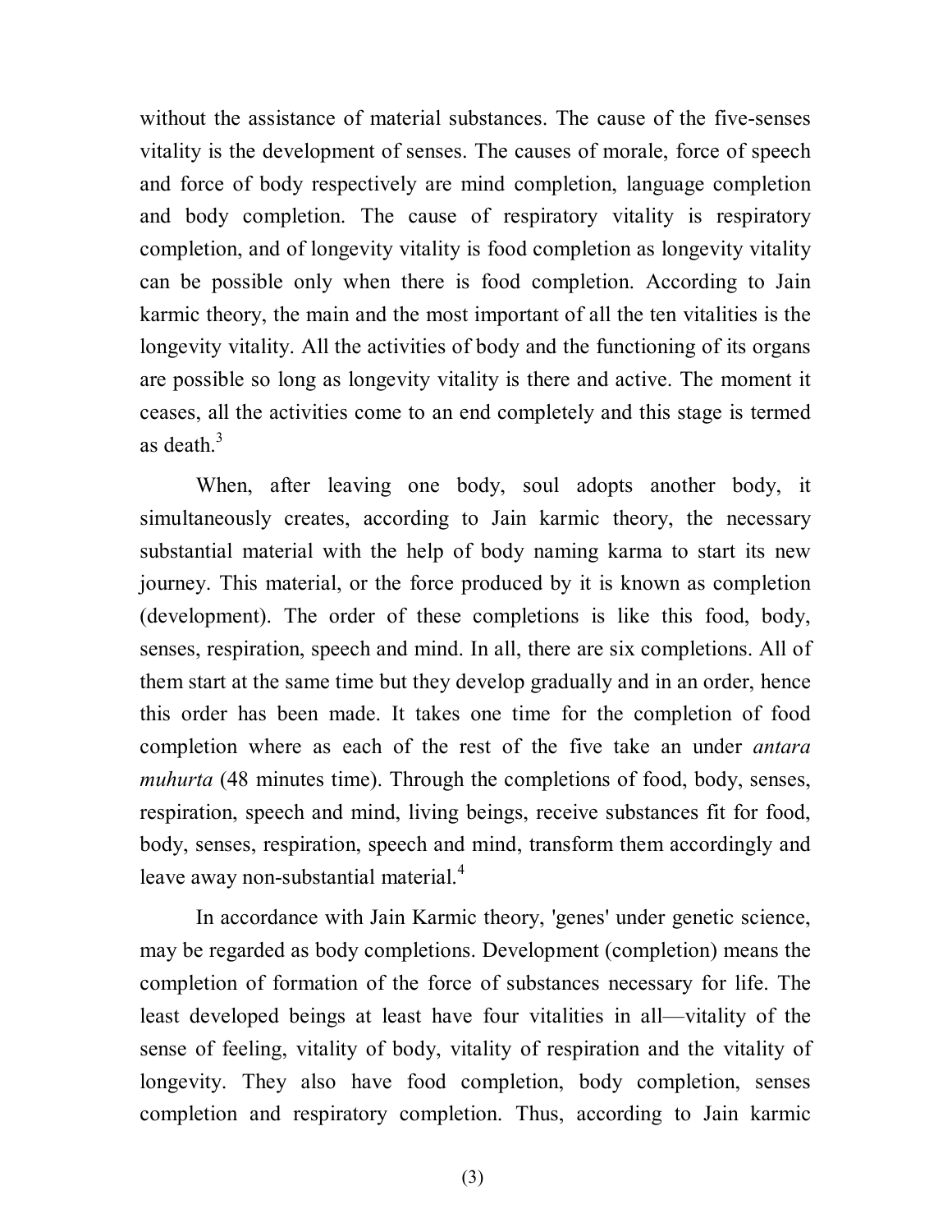without the assistance of material substances. The cause of the five-senses vitality is the development of senses. The causes of morale, force of speech and force of body respectively are mind completion, language completion and body completion. The cause of respiratory vitality is respiratory completion, and of longevity vitality is food completion as longevity vitality can be possible only when there is food completion. According to Jain karmic theory, the main and the most important of all the ten vitalities is the longevity vitality. All the activities of body and the functioning of its organs are possible so long as longevity vitality is there and active. The moment it ceases, all the activities come to an end completely and this stage is termed as death.[3]

When, after leaving one body, soul adopts another body, it simultaneously creates, according to Jain karmic theory, the necessary substantial material with the help of body naming karma to start its new journey. This material, or the force produced by it is known as completion (development). The order of these completions is like this food, body, senses, respiration, speech and mind. In all, there are six completions. All of them start at the same time but they develop gradually and in an order, hence this order has been made. It takes one time for the completion of food completion where as each of the rest of the five take an under *antara muhurta* (48 minutes time). Through the completions of food, body, senses, respiration, speech and mind, living beings, receive substances fit for food, body, senses, respiration, speech and mind, transform them accordingly and leave away non-substantial material.[4]

In accordance with Jain Karmic theory, 'genes' under genetic science, may be regarded as body completions. Development (completion) means the completion of formation of the force of substances necessary for life. The least developed beings at least have four vitalities in all—vitality of the sense of feeling, vitality of body, vitality of respiration and the vitality of longevity. They also have food completion, body completion, senses completion and respiratory completion. Thus, according to Jain karmic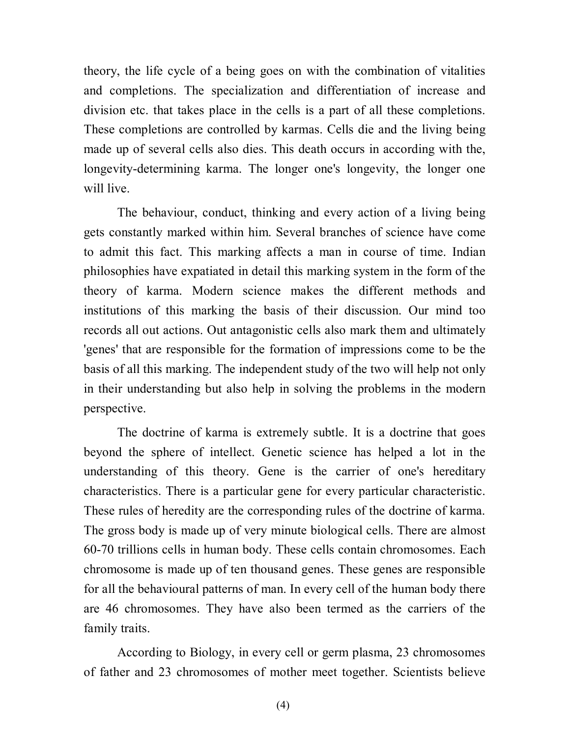theory, the life cycle of a being goes on with the combination of vitalities and completions. The specialization and differentiation of increase and division etc. that takes place in the cells is a part of all these completions. These completions are controlled by karmas. Cells die and the living being made up of several cells also dies. This death occurs in according with the, longevity-determining karma. The longer one's longevity, the longer one will live.

The behaviour, conduct, thinking and every action of a living being gets constantly marked within him. Several branches of science have come to admit this fact. This marking affects a man in course of time. Indian philosophies have expatiated in detail this marking system in the form of the theory of karma. Modern science makes the different methods and institutions of this marking the basis of their discussion. Our mind too records all out actions. Out antagonistic cells also mark them and ultimately 'genes' that are responsible for the formation of impressions come to be the basis of all this marking. The independent study of the two will help not only in their understanding but also help in solving the problems in the modern perspective.

The doctrine of karma is extremely subtle. It is a doctrine that goes beyond the sphere of intellect. Genetic science has helped a lot in the understanding of this theory. Gene is the carrier of one's hereditary characteristics. There is a particular gene for every particular characteristic. These rules of heredity are the corresponding rules of the doctrine of karma. The gross body is made up of very minute biological cells. There are almost 60-70 trillions cells in human body. These cells contain chromosomes. Each chromosome is made up of ten thousand genes. These genes are responsible for all the behavioural patterns of man. In every cell of the human body there are 46 chromosomes. They have also been termed as the carriers of the family traits.

According to Biology, in every cell or germ plasma, 23 chromosomes of father and 23 chromosomes of mother meet together. Scientists believe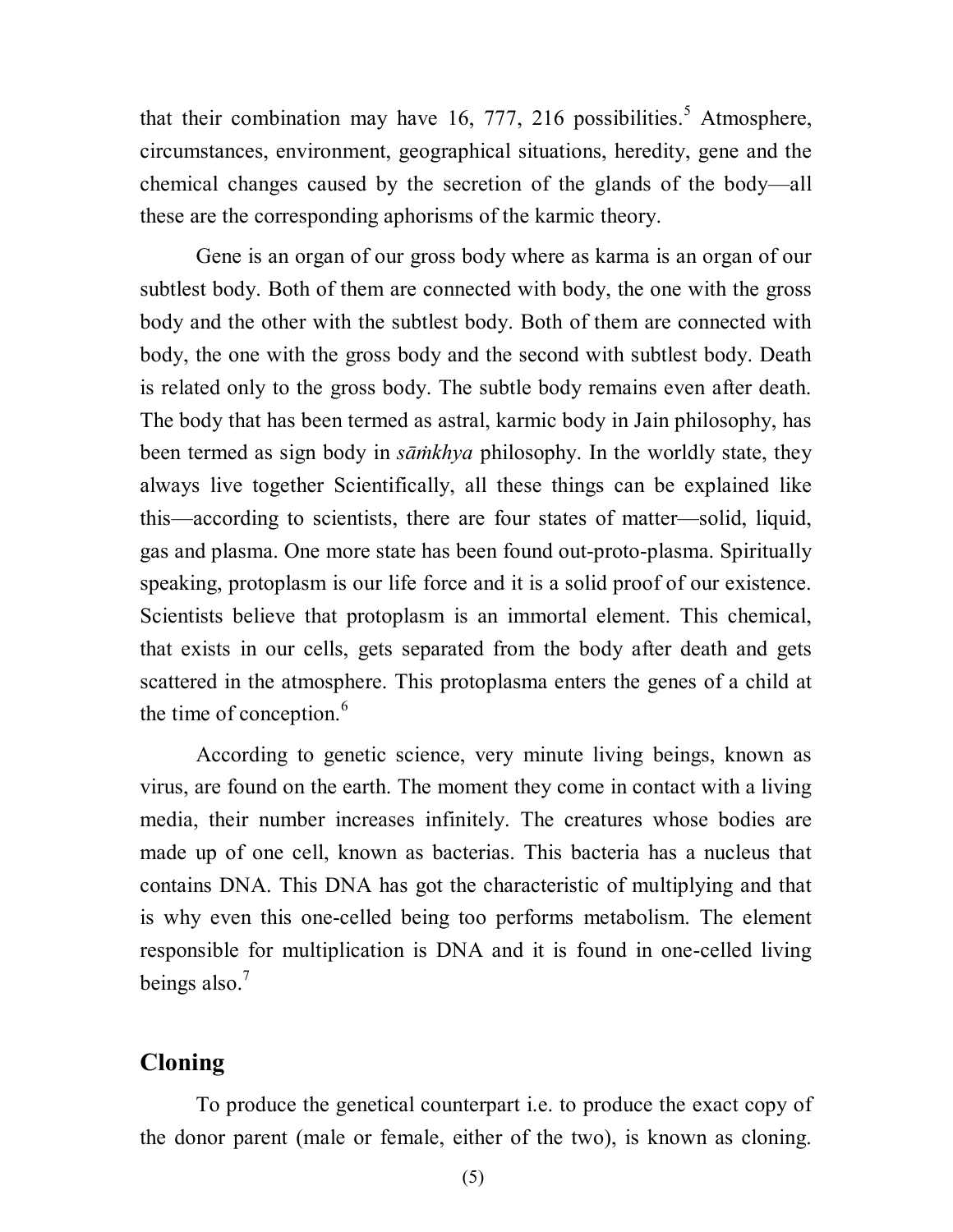that their combination may have 16, 777, 216 possibilities.[5] Atmosphere, circumstances, environment, geographical situations, heredity, gene and the chemical changes caused by the secretion of the glands of the body—all these are the corresponding aphorisms of the karmic theory.

Gene is an organ of our gross body where as karma is an organ of our subtlest body. Both of them are connected with body, the one with the gross body and the other with the subtlest body. Both of them are connected with body, the one with the gross body and the second with subtlest body. Death is related only to the gross body. The subtle body remains even after death. The body that has been termed as astral, karmic body in Jain philosophy, has been termed as sign body in *sāṁkhya* philosophy. In the worldly state, they always live together Scientifically, all these things can be explained like this—according to scientists, there are four states of matter—solid, liquid, gas and plasma. One more state has been found out-proto-plasma. Spiritually speaking, protoplasm is our life force and it is a solid proof of our existence. Scientists believe that protoplasm is an immortal element. This chemical, that exists in our cells, gets separated from the body after death and gets scattered in the atmosphere. This protoplasma enters the genes of a child at the time of conception.[6]

According to genetic science, very minute living beings, known as virus, are found on the earth. The moment they come in contact with a living media, their number increases infinitely. The creatures whose bodies are made up of one cell, known as bacterias. This bacteria has a nucleus that contains DNA. This DNA has got the characteristic of multiplying and that is why even this one-celled being too performs metabolism. The element responsible for multiplication is DNA and it is found in one-celled living beings also.[7]

## Cloning

To produce the genetical counterpart i.e. to produce the exact copy of the donor parent (male or female, either of the two), is known as cloning.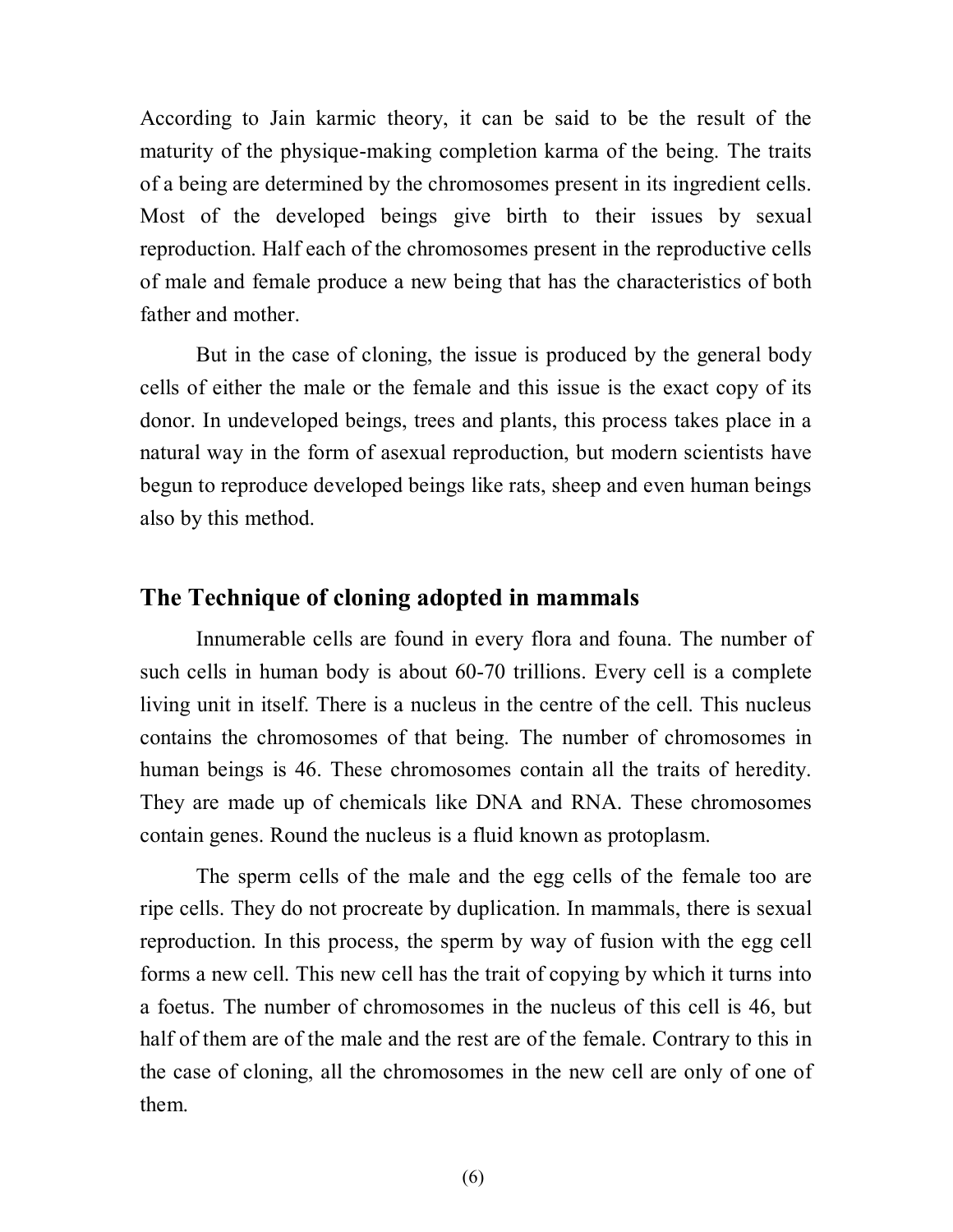According to Jain karmic theory, it can be said to be the result of the maturity of the physique-making completion karma of the being. The traits of a being are determined by the chromosomes present in its ingredient cells. Most of the developed beings give birth to their issues by sexual reproduction. Half each of the chromosomes present in the reproductive cells of male and female produce a new being that has the characteristics of both father and mother.

But in the case of cloning, the issue is produced by the general body cells of either the male or the female and this issue is the exact copy of its donor. In undeveloped beings, trees and plants, this process takes place in a natural way in the form of asexual reproduction, but modern scientists have begun to reproduce developed beings like rats, sheep and even human beings also by this method.

## The Technique of cloning adopted in mammals

Innumerable cells are found in every flora and founa. The number of such cells in human body is about 60-70 trillions. Every cell is a complete living unit in itself. There is a nucleus in the centre of the cell. This nucleus contains the chromosomes of that being. The number of chromosomes in human beings is 46. These chromosomes contain all the traits of heredity. They are made up of chemicals like DNA and RNA. These chromosomes contain genes. Round the nucleus is a fluid known as protoplasm.

The sperm cells of the male and the egg cells of the female too are ripe cells. They do not procreate by duplication. In mammals, there is sexual reproduction. In this process, the sperm by way of fusion with the egg cell forms a new cell. This new cell has the trait of copying by which it turns into a foetus. The number of chromosomes in the nucleus of this cell is 46, but half of them are of the male and the rest are of the female. Contrary to this in the case of cloning, all the chromosomes in the new cell are only of one of them.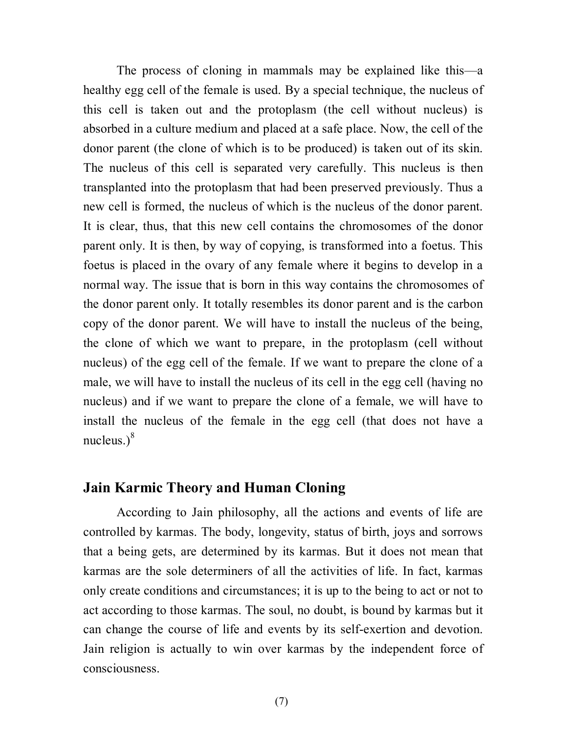The process of cloning in mammals may be explained like this—a healthy egg cell of the female is used. By a special technique, the nucleus of this cell is taken out and the protoplasm (the cell without nucleus) is absorbed in a culture medium and placed at a safe place. Now, the cell of the donor parent (the clone of which is to be produced) is taken out of its skin. The nucleus of this cell is separated very carefully. This nucleus is then transplanted into the protoplasm that had been preserved previously. Thus a new cell is formed, the nucleus of which is the nucleus of the donor parent. It is clear, thus, that this new cell contains the chromosomes of the donor parent only. It is then, by way of copying, is transformed into a foetus. This foetus is placed in the ovary of any female where it begins to develop in a normal way. The issue that is born in this way contains the chromosomes of the donor parent only. It totally resembles its donor parent and is the carbon copy of the donor parent. We will have to install the nucleus of the being, the clone of which we want to prepare, in the protoplasm (cell without nucleus) of the egg cell of the female. If we want to prepare the clone of a male, we will have to install the nucleus of its cell in the egg cell (having no nucleus) and if we want to prepare the clone of a female, we will have to install the nucleus of the female in the egg cell (that does not have a nucleus.)[8]

## Jain Karmic Theory and Human Cloning

According to Jain philosophy, all the actions and events of life are controlled by karmas. The body, longevity, status of birth, joys and sorrows that a being gets, are determined by its karmas. But it does not mean that karmas are the sole determiners of all the activities of life. In fact, karmas only create conditions and circumstances; it is up to the being to act or not to act according to those karmas. The soul, no doubt, is bound by karmas but it can change the course of life and events by its self-exertion and devotion. Jain religion is actually to win over karmas by the independent force of consciousness.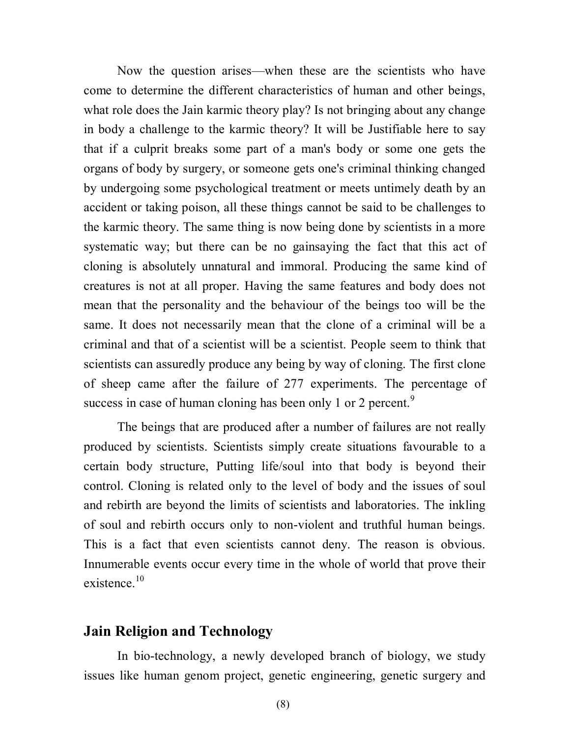Now the question arises—when these are the scientists who have come to determine the different characteristics of human and other beings, what role does the Jain karmic theory play? Is not bringing about any change in body a challenge to the karmic theory? It will be Justifiable here to say that if a culprit breaks some part of a man's body or some one gets the organs of body by surgery, or someone gets one's criminal thinking changed by undergoing some psychological treatment or meets untimely death by an accident or taking poison, all these things cannot be said to be challenges to the karmic theory. The same thing is now being done by scientists in a more systematic way; but there can be no gainsaying the fact that this act of cloning is absolutely unnatural and immoral. Producing the same kind of creatures is not at all proper. Having the same features and body does not mean that the personality and the behaviour of the beings too will be the same. It does not necessarily mean that the clone of a criminal will be a criminal and that of a scientist will be a scientist. People seem to think that scientists can assuredly produce any being by way of cloning. The first clone of sheep came after the failure of 277 experiments. The percentage of success in case of human cloning has been only 1 or 2 percent.[9]

The beings that are produced after a number of failures are not really produced by scientists. Scientists simply create situations favourable to a certain body structure, Putting life/soul into that body is beyond their control. Cloning is related only to the level of body and the issues of soul and rebirth are beyond the limits of scientists and laboratories. The inkling of soul and rebirth occurs only to non-violent and truthful human beings. This is a fact that even scientists cannot deny. The reason is obvious. Innumerable events occur every time in the whole of world that prove their existence.[10]

## Jain Religion and Technology

In bio-technology, a newly developed branch of biology, we study issues like human genom project, genetic engineering, genetic surgery and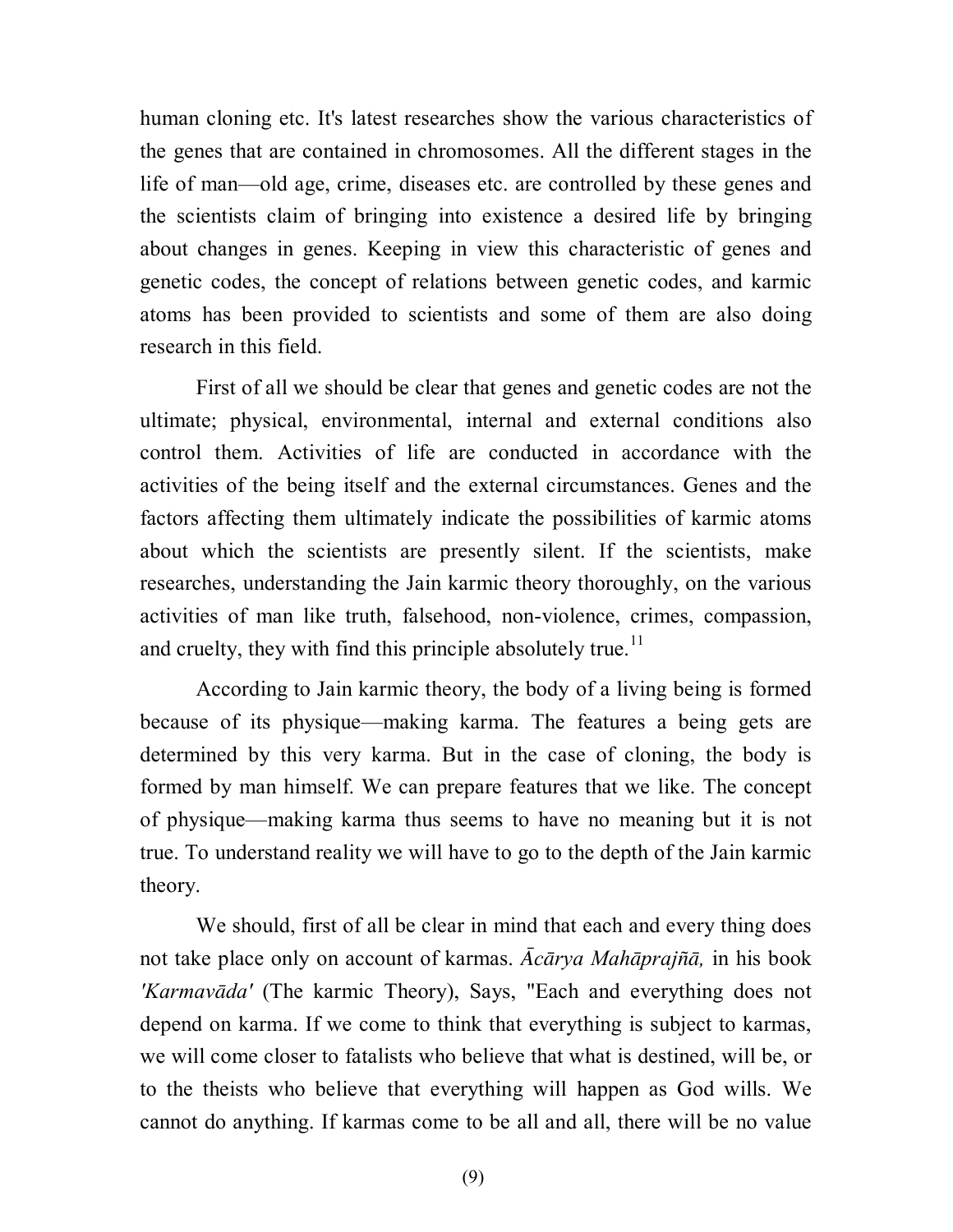human cloning etc. It's latest researches show the various characteristics of the genes that are contained in chromosomes. All the different stages in the life of man—old age, crime, diseases etc. are controlled by these genes and the scientists claim of bringing into existence a desired life by bringing about changes in genes. Keeping in view this characteristic of genes and genetic codes, the concept of relations between genetic codes, and karmic atoms has been provided to scientists and some of them are also doing research in this field.

First of all we should be clear that genes and genetic codes are not the ultimate; physical, environmental, internal and external conditions also control them. Activities of life are conducted in accordance with the activities of the being itself and the external circumstances. Genes and the factors affecting them ultimately indicate the possibilities of karmic atoms about which the scientists are presently silent. If the scientists, make researches, understanding the Jain karmic theory thoroughly, on the various activities of man like truth, falsehood, non-violence, crimes, compassion, and cruelty, they with find this principle absolutely true.[11]

According to Jain karmic theory, the body of a living being is formed because of its physique—making karma. The features a being gets are determined by this very karma. But in the case of cloning, the body is formed by man himself. We can prepare features that we like. The concept of physique—making karma thus seems to have no meaning but it is not true. To understand reality we will have to go to the depth of the Jain karmic theory.

We should, first of all be clear in mind that each and every thing does not take place only on account of karmas. *Ācārya Mahāprajñā,* in his book *'Karmavāda'* (The karmic Theory), Says, "Each and everything does not depend on karma. If we come to think that everything is subject to karmas, we will come closer to fatalists who believe that what is destined, will be, or to the theists who believe that everything will happen as God wills. We cannot do anything. If karmas come to be all and all, there will be no value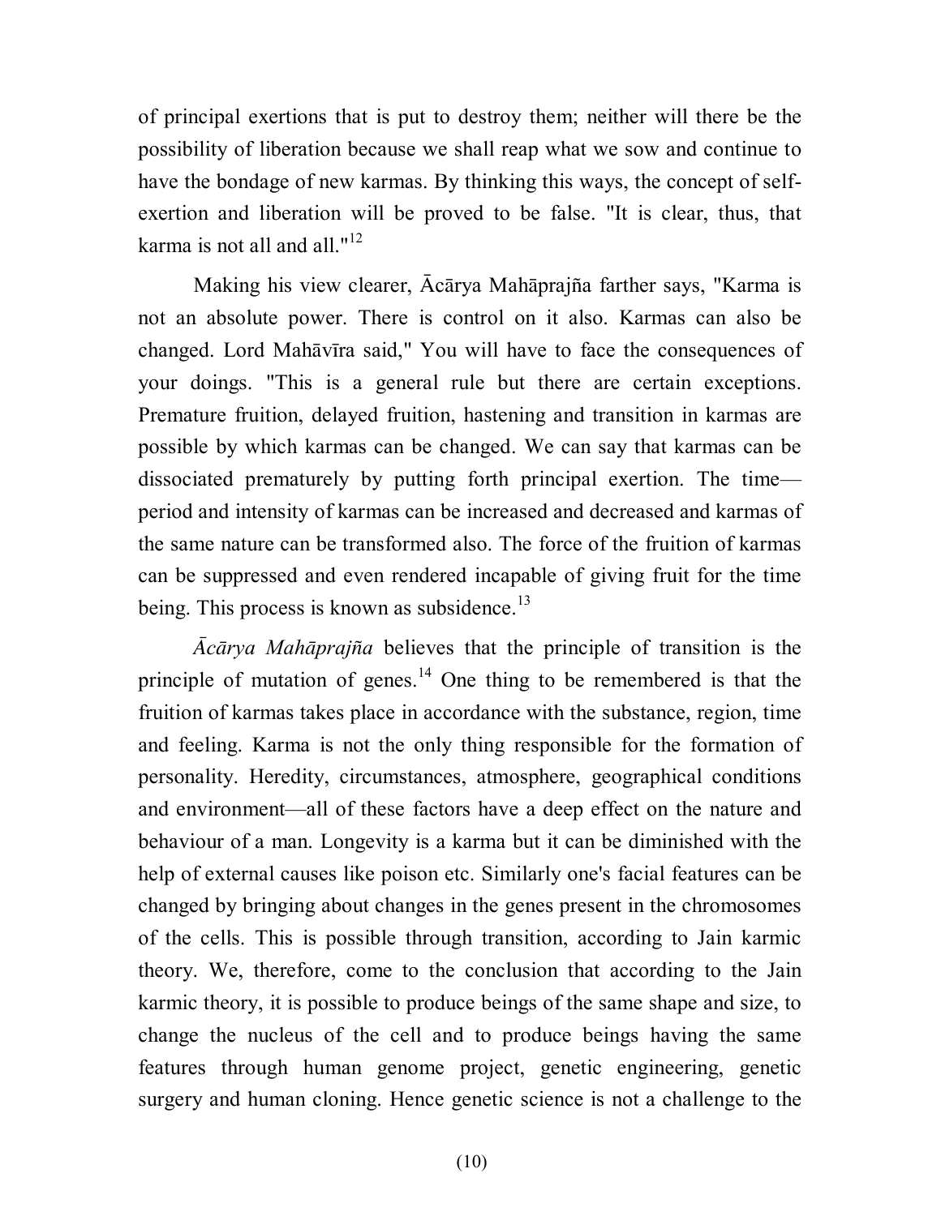of principal exertions that is put to destroy them; neither will there be the possibility of liberation because we shall reap what we sow and continue to have the bondage of new karmas. By thinking this ways, the concept of self-exertion and liberation will be proved to be false. "It is clear, thus, that karma is not all and all."[12]

Making his view clearer, Ācārya Mahāprajña farther says, "Karma is not an absolute power. There is control on it also. Karmas can also be changed. Lord Mahāvīra said," You will have to face the consequences of your doings. "This is a general rule but there are certain exceptions. Premature fruition, delayed fruition, hastening and transition in karmas are possible by which karmas can be changed. We can say that karmas can be dissociated prematurely by putting forth principal exertion. The time—period and intensity of karmas can be increased and decreased and karmas of the same nature can be transformed also. The force of the fruition of karmas can be suppressed and even rendered incapable of giving fruit for the time being. This process is known as subsidence.[13]

*Ācārya Mahāprajña* believes that the principle of transition is the principle of mutation of genes.[14] One thing to be remembered is that the fruition of karmas takes place in accordance with the substance, region, time and feeling. Karma is not the only thing responsible for the formation of personality. Heredity, circumstances, atmosphere, geographical conditions and environment—all of these factors have a deep effect on the nature and behaviour of a man. Longevity is a karma but it can be diminished with the help of external causes like poison etc. Similarly one's facial features can be changed by bringing about changes in the genes present in the chromosomes of the cells. This is possible through transition, according to Jain karmic theory. We, therefore, come to the conclusion that according to the Jain karmic theory, it is possible to produce beings of the same shape and size, to change the nucleus of the cell and to produce beings having the same features through human genome project, genetic engineering, genetic surgery and human cloning. Hence genetic science is not a challenge to the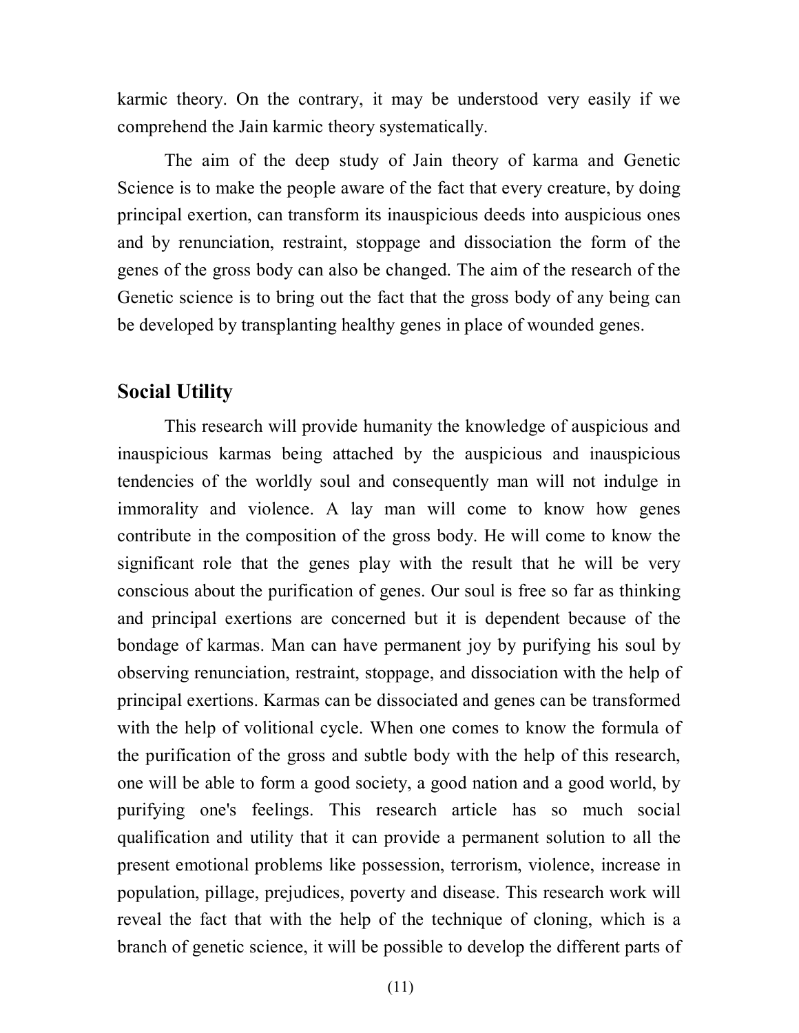karmic theory. On the contrary, it may be understood very easily if we comprehend the Jain karmic theory systematically.

The aim of the deep study of Jain theory of karma and Genetic Science is to make the people aware of the fact that every creature, by doing principal exertion, can transform its inauspicious deeds into auspicious ones and by renunciation, restraint, stoppage and dissociation the form of the genes of the gross body can also be changed. The aim of the research of the Genetic science is to bring out the fact that the gross body of any being can be developed by transplanting healthy genes in place of wounded genes.

## Social Utility

This research will provide humanity the knowledge of auspicious and inauspicious karmas being attached by the auspicious and inauspicious tendencies of the worldly soul and consequently man will not indulge in immorality and violence. A lay man will come to know how genes contribute in the composition of the gross body. He will come to know the significant role that the genes play with the result that he will be very conscious about the purification of genes. Our soul is free so far as thinking and principal exertions are concerned but it is dependent because of the bondage of karmas. Man can have permanent joy by purifying his soul by observing renunciation, restraint, stoppage, and dissociation with the help of principal exertions. Karmas can be dissociated and genes can be transformed with the help of volitional cycle. When one comes to know the formula of the purification of the gross and subtle body with the help of this research, one will be able to form a good society, a good nation and a good world, by purifying one's feelings. This research article has so much social qualification and utility that it can provide a permanent solution to all the present emotional problems like possession, terrorism, violence, increase in population, pillage, prejudices, poverty and disease. This research work will reveal the fact that with the help of the technique of cloning, which is a branch of genetic science, it will be possible to develop the different parts of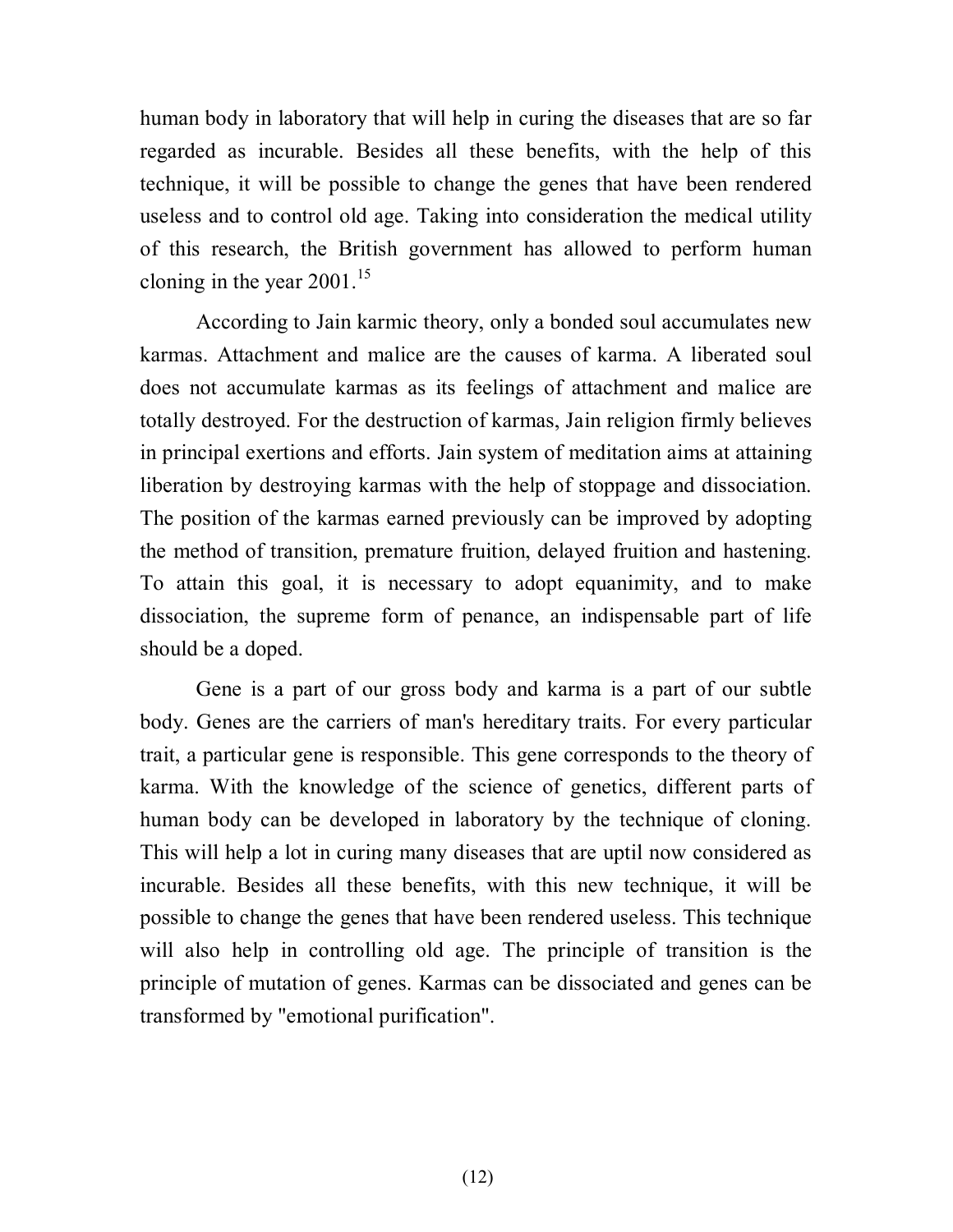human body in laboratory that will help in curing the diseases that are so far regarded as incurable. Besides all these benefits, with the help of this technique, it will be possible to change the genes that have been rendered useless and to control old age. Taking into consideration the medical utility of this research, the British government has allowed to perform human cloning in the year 2001.[15]

According to Jain karmic theory, only a bonded soul accumulates new karmas. Attachment and malice are the causes of karma. A liberated soul does not accumulate karmas as its feelings of attachment and malice are totally destroyed. For the destruction of karmas, Jain religion firmly believes in principal exertions and efforts. Jain system of meditation aims at attaining liberation by destroying karmas with the help of stoppage and dissociation. The position of the karmas earned previously can be improved by adopting the method of transition, premature fruition, delayed fruition and hastening. To attain this goal, it is necessary to adopt equanimity, and to make dissociation, the supreme form of penance, an indispensable part of life should be a doped.

Gene is a part of our gross body and karma is a part of our subtle body. Genes are the carriers of man's hereditary traits. For every particular trait, a particular gene is responsible. This gene corresponds to the theory of karma. With the knowledge of the science of genetics, different parts of human body can be developed in laboratory by the technique of cloning. This will help a lot in curing many diseases that are uptil now considered as incurable. Besides all these benefits, with this new technique, it will be possible to change the genes that have been rendered useless. This technique will also help in controlling old age. The principle of transition is the principle of mutation of genes. Karmas can be dissociated and genes can be transformed by "emotional purification".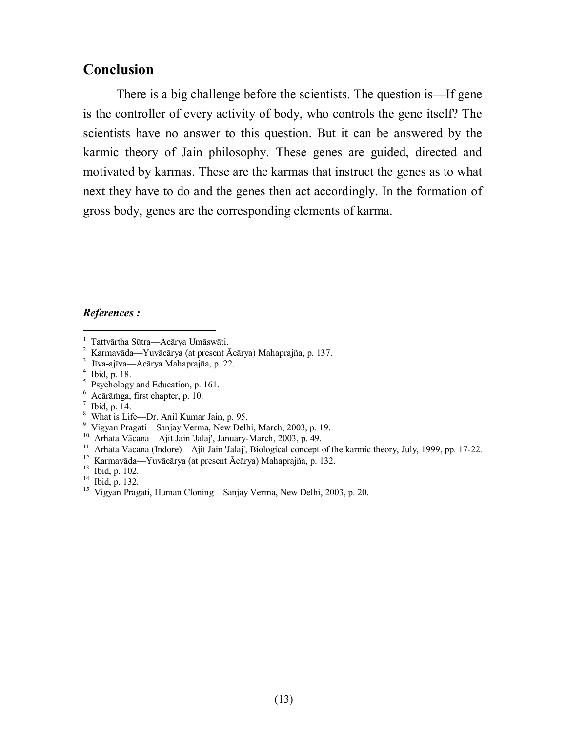## Conclusion

There is a big challenge before the scientists. The question is—If gene is the controller of every activity of body, who controls the gene itself? The scientists have no answer to this question. But it can be answered by the karmic theory of Jain philosophy. These genes are guided, directed and motivated by karmas. These are the karmas that instruct the genes as to what next they have to do and the genes then act accordingly. In the formation of gross body, genes are the corresponding elements of karma.

***References :***

[1] Tattvārtha Sūtra—Acārya Umāswāti.
[2] Karmavāda—Yuvācārya (at present Ācārya) Mahaprajña, p. 137.
[3] Jīva-ajīva—Acārya Mahaprajña, p. 22.
[4] Ibid, p. 18.
[5] Psychology and Education, p. 161.
[6] Acārāṁga, first chapter, p. 10.
[7] Ibid, p. 14.
[8] What is Life—Dr. Anil Kumar Jain, p. 95.
[9] Vigyan Pragati—Sanjay Verma, New Delhi, March, 2003, p. 19.
[10] Arhata Vācana—Ajit Jain 'Jalaj', January-March, 2003, p. 49.
[11] Arhata Vācana (Indore)—Ajit Jain 'Jalaj', Biological concept of the karmic theory, July, 1999, pp. 17-22.
[12] Karmavāda—Yuvācārya (at present Ācārya) Mahaprajña, p. 132.
[13] Ibid, p. 102.
[14] Ibid, p. 132.
[15] Vigyan Pragati, Human Cloning—Sanjay Verma, New Delhi, 2003, p. 20.